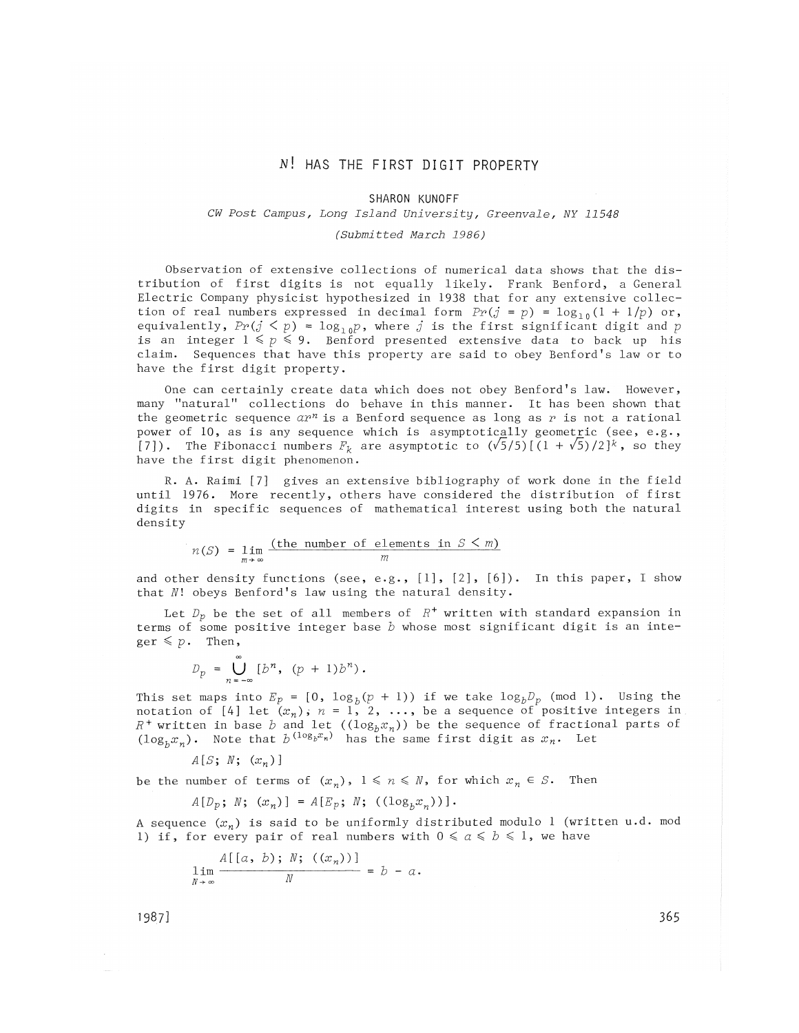# $N!$ HAS THE FIRST DIGIT PROPERTY

SHARON KUNOFF

*CW Post Campus, Long Island University, Greenvale, NY 11548*

*(Submitted March 1986)*

Observation of extensive collections of numerical data shows that the distribution of first digits is not equally likely. Frank Benford, a General Electric Company physicist hypothesized in 1938 that for any extensive collection of real numbers expressed in decimal form $Pr(j = p) = \log_{10}(1 + 1/p)$ or, equivalently, $Pr(j < p) = \log_{10}p$, where $j$ is the first significant digit and $p$ is an integer $1 \leqslant p \leqslant 9$. Benford presented extensive data to back up his claim. Sequences that have this property are said to obey Benford's law or to have the first digit property.

One can certainly create data which does not obey Benford's law. However, many "natural" collections do behave in this manner. It has been shown that the geometric sequence $ar^n$ is a Benford sequence as long as $r$ is not a rational power of 10, as is any sequence which is asymptotically geometric (see, e.g., [7]). The Fibonacci numbers $F_k$ are asymptotic to $(\sqrt{5}/5)[(1 + \sqrt{5})/2]^k$, so they have the first digit phenomenon.

R. A. Raimi [7] gives an extensive bibliography of work done in the field until 1976. More recently, others have considered the distribution of first digits in specific sequences of mathematical interest using both the natural density

$$n(S) = \lim_{m \to \infty} \frac{(\text{the number of elements in } S < m)}{m}$$

and other density functions (see, e.g., [1], [2], [6]). In this paper, I show that $N!$ obeys Benford's law using the natural density.

Let $D_p$ be the set of all members of $R^+$ written with standard expansion in terms of some positive integer base $b$ whose most significant digit is an integer $\leqslant p$. Then,

$$D_p = \bigcup_{n=-\infty}^{\infty} [b^n, \ (p + 1)b^n).$$

This set maps into $E_p = [0, \log_b(p + 1))$ if we take $\log_b D_p \pmod 1$. Using the notation of [4] let $(x_n)$; $n = 1, 2, \ldots$, be a sequence of positive integers in $R^+$ written in base $b$ and let $((\log_b x_n))$ be the sequence of fractional parts of $(\log_b x_n)$. Note that $b^{(\log_b x_n)}$ has the same first digit as $x_n$. Let

$$A[S; \ N; \ (x_n)]$$

be the number of terms of $(x_n)$, $1 \leqslant n \leqslant N$, for which $x_n \in S$. Then

$$A[D_p; \ N; \ (x_n)] = A[E_p; \ N; \ ((\log_b x_n))].$$

A sequence $(x_n)$ is said to be uniformly distributed modulo 1 (written u.d. mod 1) if, for every pair of real numbers with $0 \leqslant a \leqslant b \leqslant 1$, we have

$$\lim_{N \to \infty} \frac{A[[a, \ b); \ N; \ ((x_n))]}{N} = b - a.$$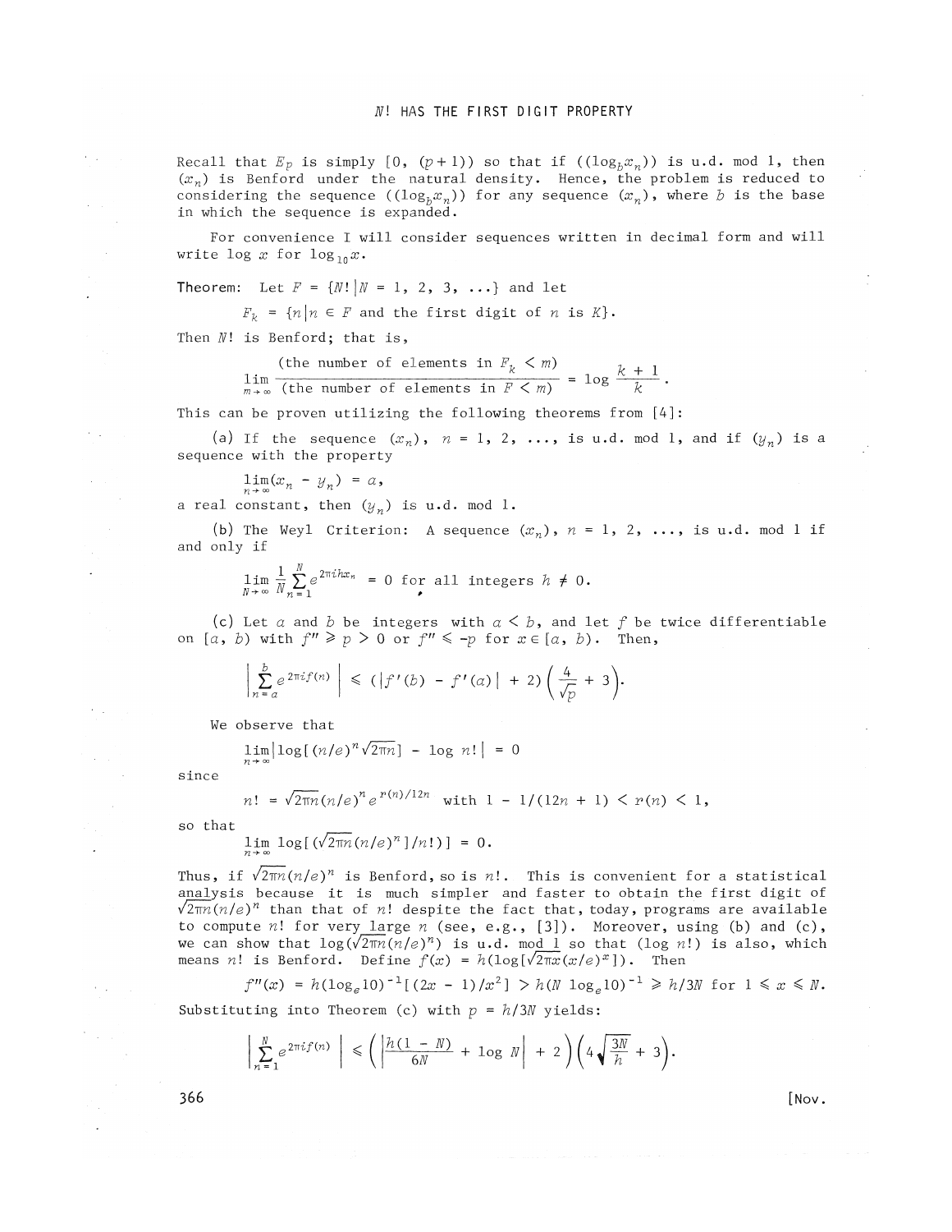Recall that $E_p$ is simply $[0, (p+1))$ so that if $((\log_b x_n))$ is u.d. mod 1, then $(x_n)$ is Benford under the natural density. Hence, the problem is reduced to considering the sequence $((\log_b x_n))$ for any sequence $(x_n)$, where $b$ is the base in which the sequence is expanded.

For convenience I will consider sequences written in decimal form and will write $\log x$ for $\log_{10} x$.

**Theorem:** Let $F = \{N! | N = 1, 2, 3, \ldots\}$ and let

$$F_k = \{n | n \in F \text{ and the first digit of } n \text{ is } K\}.$$

Then $N!$ is Benford; that is,

$$\lim_{m \to \infty} \frac{(\text{the number of elements in } F_k < m)}{(\text{the number of elements in } F < m)} = \log \frac{k+1}{k}.$$

This can be proven utilizing the following theorems from [4]:

(a) If the sequence $(x_n)$, $n = 1, 2, \ldots$, is u.d. mod 1, and if $(y_n)$ is a sequence with the property

$$\lim_{n \to \infty} (x_n - y_n) = a,$$

a real constant, then $(y_n)$ is u.d. mod 1.

(b) The Weyl Criterion: A sequence $(x_n)$, $n = 1, 2, \ldots$, is u.d. mod 1 if and only if

$$\lim_{N \to \infty} \frac{1}{N} \sum_{n=1}^{N} e^{2\pi i h x_n} = 0 \text{ for all integers } h \neq 0.$$

(c) Let $a$ and $b$ be integers with $a < b$, and let $f$ be twice differentiable on $[a, b)$ with $f'' \geqslant p > 0$ or $f'' \leqslant -p$ for $x \in [a, b)$. Then,

$$\left| \sum_{n=a}^{b} e^{2\pi i f(n)} \right| \leqslant (|f'(b) - f'(a)| + 2)\left(\frac{4}{\sqrt{p}} + 3\right).$$

We observe that

$$\lim_{n \to \infty} |\log[(n/e)^n \sqrt{2\pi n}] - \log n!| = 0$$

since

$$n! = \sqrt{2\pi n}(n/e)^n e^{r(n)/12n} \text{ with } 1 - 1/(12n+1) < r(n) < 1,$$

so that

$$\lim_{n \to \infty} \log[(\sqrt{2\pi n}(n/e)^n]/n!)] = 0.$$

Thus, if $\sqrt{2\pi n}(n/e)^n$ is Benford, so is $n!$. This is convenient for a statistical analysis because it is much simpler and faster to obtain the first digit of $\sqrt{2\pi n}(n/e)^n$ than that of $n!$ despite the fact that, today, programs are available to compute $n!$ for very large $n$ (see, e.g., [3]). Moreover, using (b) and (c), we can show that $\log(\sqrt{2\pi n}(n/e)^n)$ is u.d. mod 1 so that $(\log n!)$ is also, which means $n!$ is Benford. Define $f(x) = h(\log[\sqrt{2\pi x}(x/e)^x])$. Then

$$f''(x) = h(\log_e 10)^{-1}[(2x - 1)/x^2] > h(N \log_e 10)^{-1} \geqslant h/3N \text{ for } 1 \leqslant x \leqslant N.$$

Substituting into Theorem (c) with $p = h/3N$ yields:

$$\left| \sum_{n=1}^{N} e^{2\pi i f(n)} \right| \leqslant \left( \left| \frac{h(1 - N)}{6N} + \log N \right| + 2 \right) \left( 4\sqrt{\frac{3N}{h}} + 3 \right).$$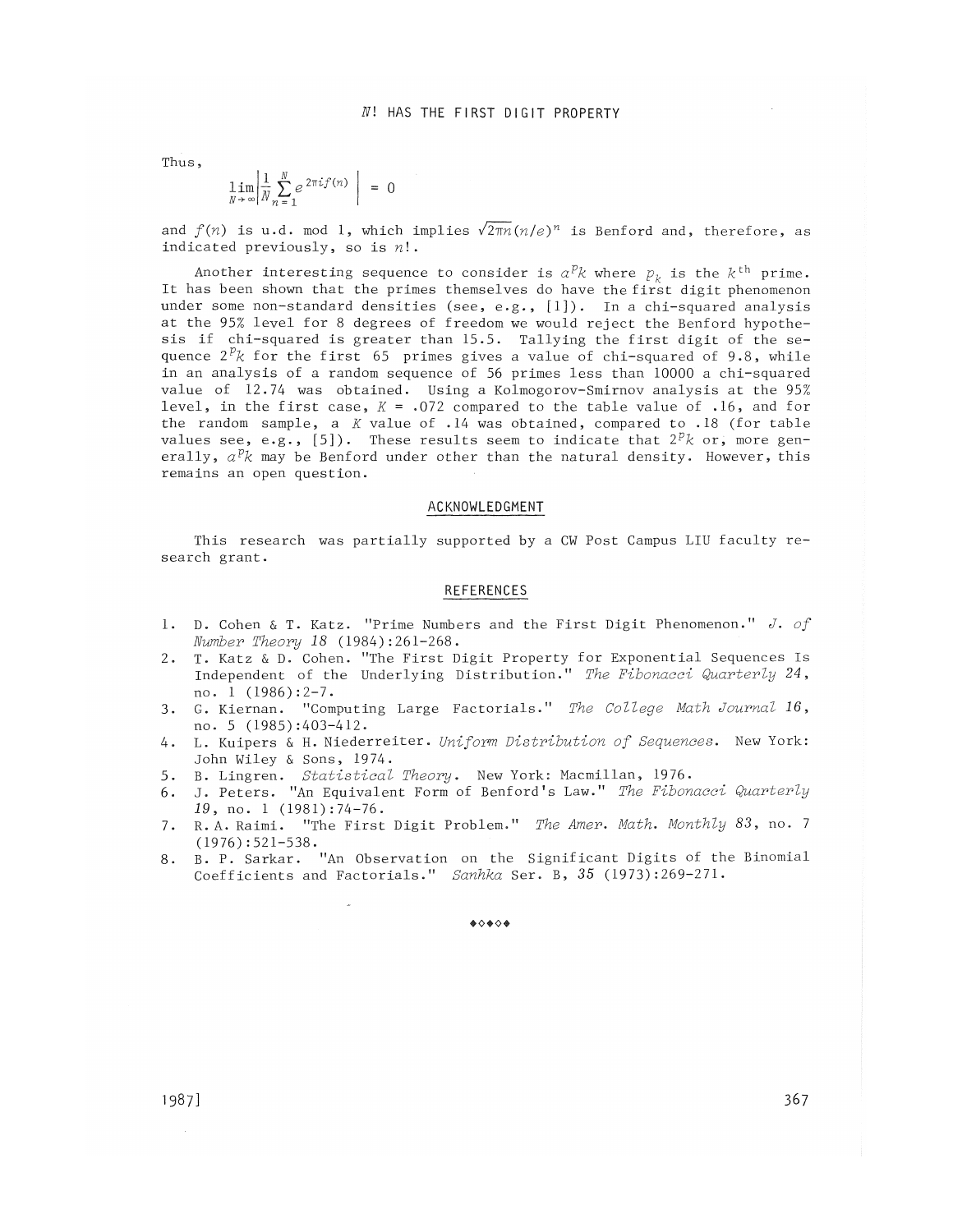Thus,

$$\lim_{N \to \infty} \left| \frac{1}{N} \sum_{n=1}^{N} e^{2\pi i f(n)} \right| = 0$$

and $f(n)$ is u.d. mod 1, which implies $\sqrt{2\pi n}(n/e)^n$ is Benford and, therefore, as indicated previously, so is $n!$.

Another interesting sequence to consider is $a^{p_k}$ where $p_k$ is the $k^{\text{th}}$ prime. It has been shown that the primes themselves do have the first digit phenomenon under some non-standard densities (see, e.g., [1]). In a chi-squared analysis at the 95% level for 8 degrees of freedom we would reject the Benford hypothesis if chi-squared is greater than 15.5. Tallying the first digit of the sequence $2^{p_k}$ for the first 65 primes gives a value of chi-squared of 9.8, while in an analysis of a random sequence of 56 primes less than 10000 a chi-squared value of 12.74 was obtained. Using a Kolmogorov-Smirnov analysis at the 95% level, in the first case, $K = .072$ compared to the table value of .16, and for the random sample, a $K$ value of .14 was obtained, compared to .18 (for table values see, e.g., [5]). These results seem to indicate that $2^{p_k}$ or, more generally, $a^{p_k}$ may be Benford under other than the natural density. However, this remains an open question.

## ACKNOWLEDGMENT

This research was partially supported by a CW Post Campus LIU faculty research grant.

## REFERENCES

1. D. Cohen & T. Katz. "Prime Numbers and the First Digit Phenomenon." *J. of Number Theory* *18* (1984):261-268.
2. T. Katz & D. Cohen. "The First Digit Property for Exponential Sequences Is Independent of the Underlying Distribution." *The Fibonacci Quarterly* *24*, no. 1 (1986):2-7.
3. G. Kiernan. "Computing Large Factorials." *The College Math Journal* *16*, no. 5 (1985):403-412.
4. L. Kuipers & H. Niederreiter. *Uniform Distribution of Sequences*. New York: John Wiley & Sons, 1974.
5. B. Lingren. *Statistical Theory*. New York: Macmillan, 1976.
6. J. Peters. "An Equivalent Form of Benford's Law." *The Fibonacci Quarterly* *19*, no. 1 (1981):74-76.
7. R. A. Raimi. "The First Digit Problem." *The Amer. Math. Monthly* *83*, no. 7 (1976):521-538.
8. B. P. Sarkar. "An Observation on the Significant Digits of the Binomial Coefficients and Factorials." *Sanhka* Ser. B, *35* (1973):269-271.

◆◇◆◇◆